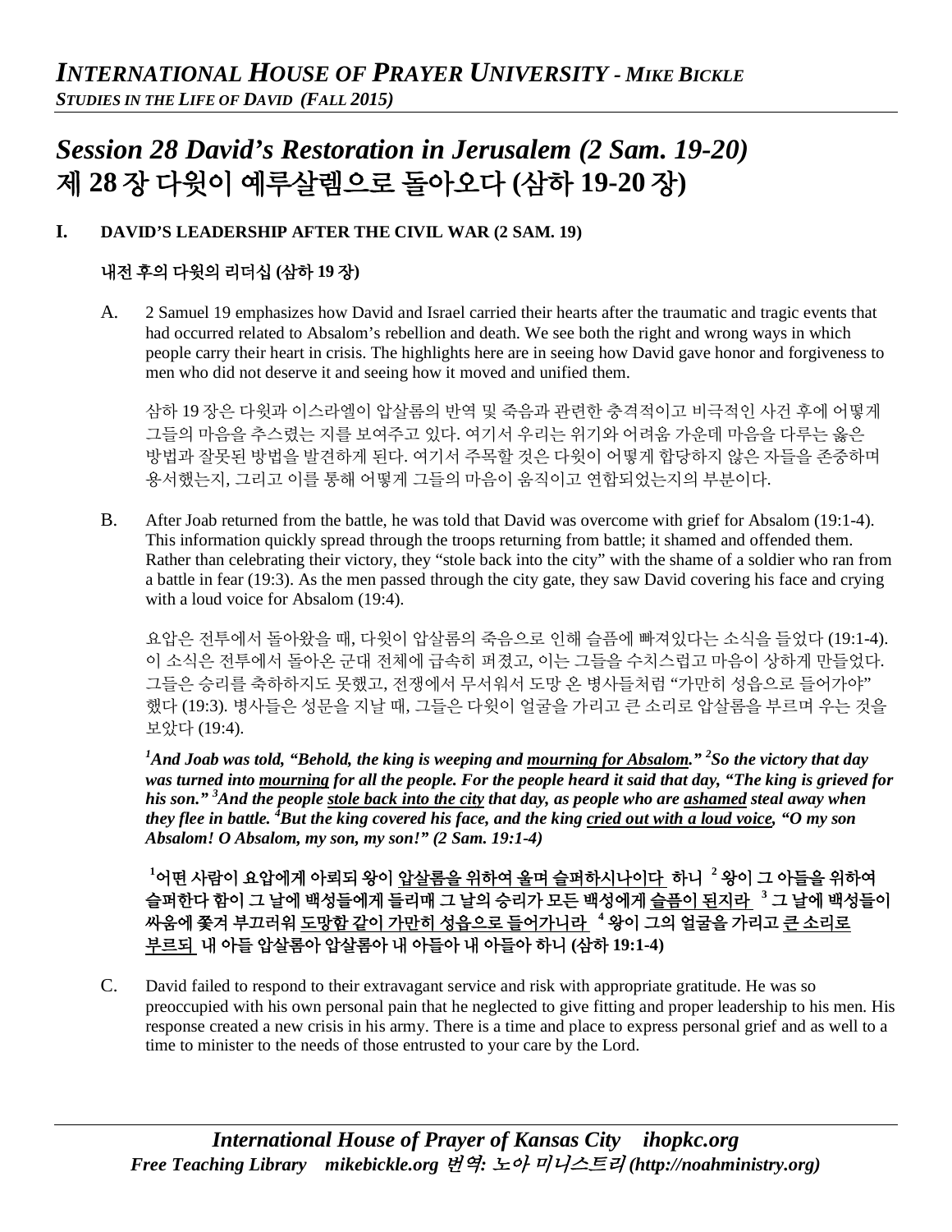# *Session 28 David's Restoration in Jerusalem (2 Sam. 19-20)*
# 제 28 장 다윗이 예루살렘으로 돌아오다 (삼하 19-20 장)

## I. DAVID'S LEADERSHIP AFTER THE CIVIL WAR (2 SAM. 19)

### 내전 후의 다윗의 리더십 (삼하 19 장)

A. 2 Samuel 19 emphasizes how David and Israel carried their hearts after the traumatic and tragic events that had occurred related to Absalom's rebellion and death. We see both the right and wrong ways in which people carry their heart in crisis. The highlights here are in seeing how David gave honor and forgiveness to men who did not deserve it and seeing how it moved and unified them.

삼하 19 장은 다윗과 이스라엘이 압살롬의 반역 및 죽음과 관련한 충격적이고 비극적인 사건 후에 어떻게 그들의 마음을 추스렸는 지를 보여주고 있다. 여기서 우리는 위기와 어려움 가운데 마음을 다루는 옳은 방법과 잘못된 방법을 발견하게 된다. 여기서 주목할 것은 다윗이 어떻게 합당하지 않은 자들을 존중하며 용서했는지, 그리고 이를 통해 어떻게 그들의 마음이 움직이고 연합되었는지의 부분이다.

B. After Joab returned from the battle, he was told that David was overcome with grief for Absalom (19:1-4). This information quickly spread through the troops returning from battle; it shamed and offended them. Rather than celebrating their victory, they "stole back into the city" with the shame of a soldier who ran from a battle in fear (19:3). As the men passed through the city gate, they saw David covering his face and crying with a loud voice for Absalom (19:4).

요압은 전투에서 돌아왔을 때, 다윗이 압살롬의 죽음으로 인해 슬픔에 빠져있다는 소식을 들었다 (19:1-4). 이 소식은 전투에서 돌아온 군대 전체에 급속히 퍼졌고, 이는 그들을 수치스럽고 마음이 상하게 만들었다. 그들은 승리를 축하하지도 못했고, 전쟁에서 무서워서 도망 온 병사들처럼 "가만히 성읍으로 들어가야" 했다 (19:3). 병사들은 성문을 지날 때, 그들은 다윗이 얼굴을 가리고 큰 소리로 압살롬을 부르며 우는 것을 보았다 (19:4).

***[1]And Joab was told, "Behold, the king is weeping and <u>mourning for Absalom</u>." [2]So the victory that day was turned into <u>mourning</u> for all the people. For the people heard it said that day, "The king is grieved for his son." [3]And the people <u>stole back into the city</u> that day, as people who are <u>ashamed</u> steal away when they flee in battle. [4]But the king covered his face, and the king <u>cried out with a loud voice</u>, "O my son Absalom! O Absalom, my son, my son!" (2 Sam. 19:1-4)***

**[1]어떤 사람이 요압에게 아뢰되 왕이 <u>압살롬을 위하여 울며 슬퍼하시나이다</u> 하니 [2]왕이 그 아들을 위하여 슬퍼한다 함이 그 날에 백성들에게 들리매 그 날의 승리가 모든 백성에게 <u>슬픔이 된지라</u> [3]그 날에 백성들이 싸움에 쫓겨 부끄러워 <u>도망함 같이 가만히 성읍으로 들어가니라</u> [4]왕이 그의 얼굴을 가리고 <u>큰 소리로 부르되</u> 내 아들 압살롬아 압살롬아 내 아들아 내 아들아 하니 (삼하 19:1-4)**

C. David failed to respond to their extravagant service and risk with appropriate gratitude. He was so preoccupied with his own personal pain that he neglected to give fitting and proper leadership to his men. His response created a new crisis in his army. There is a time and place to express personal grief and as well to a time to minister to the needs of those entrusted to your care by the Lord.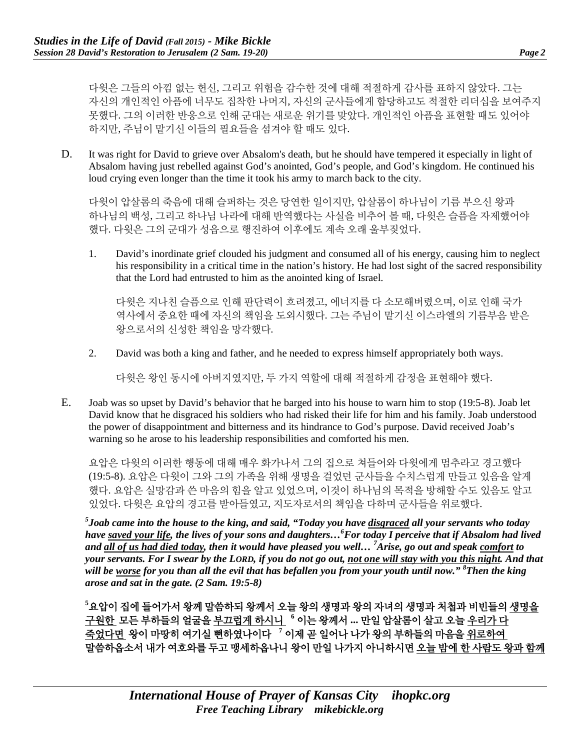다윗은 그들의 아낌 없는 헌신, 그리고 위험을 감수한 것에 대해 적절하게 감사를 표하지 않았다. 그는 자신의 개인적인 아픔에 너무도 집착한 나머지, 자신의 군사들에게 합당하고도 적절한 리더십을 보여주지 못했다. 그의 이러한 반응으로 인해 군대는 새로운 위기를 맞았다. 개인적인 아픔을 표현할 때도 있어야 하지만, 주님이 맡기신 이들의 필요들을 섬겨야 할 때도 있다.

D. It was right for David to grieve over Absalom's death, but he should have tempered it especially in light of Absalom having just rebelled against God's anointed, God's people, and God's kingdom. He continued his loud crying even longer than the time it took his army to march back to the city.

다윗이 압살롬의 죽음에 대해 슬퍼하는 것은 당연한 일이지만, 압살롬이 하나님이 기름 부으신 왕과 하나님의 백성, 그리고 하나님 나라에 대해 반역했다는 사실을 비추어 볼 때, 다윗은 슬픔을 자제했어야 했다. 다윗은 그의 군대가 성읍으로 행진하여 이후에도 계속 오래 울부짖었다.

1. David's inordinate grief clouded his judgment and consumed all of his energy, causing him to neglect his responsibility in a critical time in the nation's history. He had lost sight of the sacred responsibility that the Lord had entrusted to him as the anointed king of Israel.

   다윗은 지나친 슬픔으로 인해 판단력이 흐려졌고, 에너지를 다 소모해버렸으며, 이로 인해 국가 역사에서 중요한 때에 자신의 책임을 도외시했다. 그는 주님이 맡기신 이스라엘의 기름부음 받은 왕으로서의 신성한 책임을 망각했다.

2. David was both a king and father, and he needed to express himself appropriately both ways.

   다윗은 왕인 동시에 아버지였지만, 두 가지 역할에 대해 적절하게 감정을 표현해야 했다.

E. Joab was so upset by David's behavior that he barged into his house to warn him to stop (19:5-8). Joab let David know that he disgraced his soldiers who had risked their life for him and his family. Joab understood the power of disappointment and bitterness and its hindrance to God's purpose. David received Joab's warning so he arose to his leadership responsibilities and comforted his men.

요압은 다윗의 이러한 행동에 대해 매우 화가나서 그의 집으로 쳐들어와 다윗에게 멈추라고 경고했다 (19:5-8). 요압은 다윗이 그와 그의 가족을 위해 생명을 걸었던 군사들을 수치스럽게 만들고 있음을 알게 했다. 요압은 실망감과 쓴 마음의 힘을 알고 있었으며, 이것이 하나님의 목적을 방해할 수도 있음도 알고 있었다. 다윗은 요압의 경고를 받아들였고, 지도자로서의 책임을 다하며 군사들을 위로했다.

***[5]Joab came into the house to the king, and said, "Today you have <u>disgraced</u> all your servants who today have <u>saved your life</u>, the lives of your sons and daughters…[6]For today I perceive that if Absalom had lived and <u>all of us had died today</u>, then it would have pleased you well… [7]Arise, go out and speak <u>comfort</u> to your servants. For I swear by the LORD, if you do not go out, <u>not one will stay with you this night</u>. And that will be <u>worse</u> for you than all the evil that has befallen you from your youth until now." [8]Then the king arose and sat in the gate. (2 Sam. 19:5-8)***

**[5]요압이 집에 들어가서 왕께 말씀하되 왕께서 오늘 왕의 생명과 왕의 자녀의 생명과 처첩과 비빈들의 <u>생명을 구원한</u> 모든 부하들의 얼굴을 <u>부끄럽게 하시니</u> [6] 이는 왕께서 ... 만일 압살롬이 살고 오늘 <u>우리가 다 죽었다면</u> 왕이 마땅히 여기실 뻔하였나이다 [7] 이제 곧 일어나 나가 왕의 부하들의 마음을 <u>위로하여</u> 말씀하옵소서 내가 여호와를 두고 맹세하옵나니 왕이 만일 나가지 아니하시면 <u>오늘 밤에 한 사람도 왕과 함께</u>**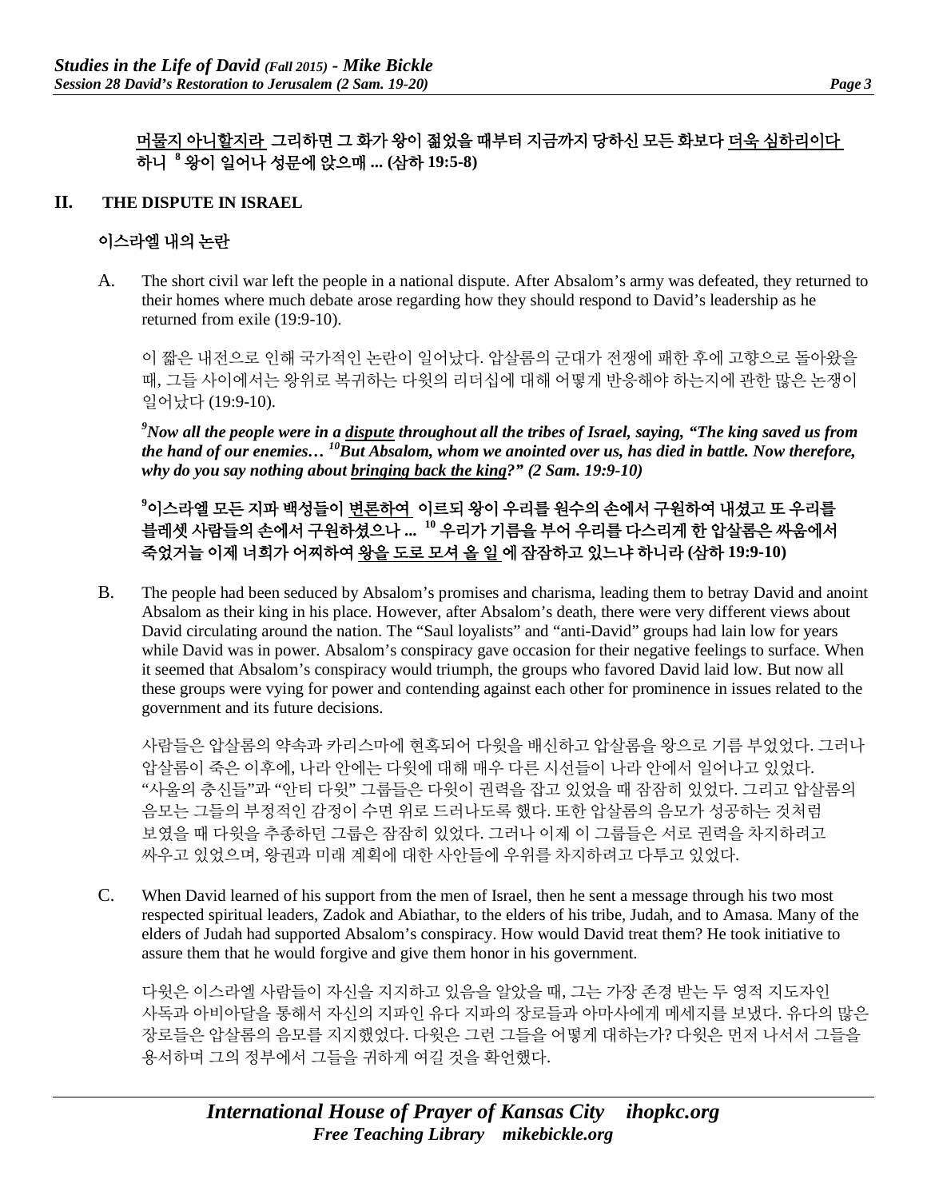**머물지 아니할지라** 그리하면 그 화가 왕이 젊었을 때부터 지금까지 당하신 모든 화보다 **더욱 심하리이다** 하니 [8] 왕이 일어나 성문에 앉으매 ... (삼하 19:5-8)

## II. THE DISPUTE IN ISRAEL

### 이스라엘 내의 논란

A. The short civil war left the people in a national dispute. After Absalom's army was defeated, they returned to their homes where much debate arose regarding how they should respond to David's leadership as he returned from exile (19:9-10).

이 짧은 내전으로 인해 국가적인 논란이 일어났다. 압살롬의 군대가 전쟁에 패한 후에 고향으로 돌아왔을 때, 그들 사이에서는 왕위로 복귀하는 다윗의 리더십에 대해 어떻게 반응해야 하는지에 관한 많은 논쟁이 일어났다 (19:9-10).

***[9]Now all the people were in a <u>dispute</u> throughout all the tribes of Israel, saying, "The king saved us from the hand of our enemies… [10]But Absalom, whom we anointed over us, has died in battle. Now therefore, why do you say nothing about <u>bringing back the king</u>?" (2 Sam. 19:9-10)***

**[9]이스라엘 모든 지파 백성들이 <u>변론하여</u> 이르되 왕이 우리를 원수의 손에서 구원하여 내셨고 또 우리를 블레셋 사람들의 손에서 구원하셨으나 ... [10] 우리가 기름을 부어 우리를 다스리게 한 압살롬은 싸움에서 죽었거늘 이제 너희가 어찌하여 <u>왕을 도로 모셔 올 일</u> 에 잠잠하고 있느냐 하니라 (삼하 19:9-10)**

B. The people had been seduced by Absalom's promises and charisma, leading them to betray David and anoint Absalom as their king in his place. However, after Absalom's death, there were very different views about David circulating around the nation. The "Saul loyalists" and "anti-David" groups had lain low for years while David was in power. Absalom's conspiracy gave occasion for their negative feelings to surface. When it seemed that Absalom's conspiracy would triumph, the groups who favored David laid low. But now all these groups were vying for power and contending against each other for prominence in issues related to the government and its future decisions.

사람들은 압살롬의 약속과 카리스마에 현혹되어 다윗을 배신하고 압살롬을 왕으로 기름 부었었다. 그러나 압살롬이 죽은 이후에, 나라 안에는 다윗에 대해 매우 다른 시선들이 나라 안에서 일어나고 있었다. "사울의 충신들"과 "안티 다윗" 그룹들은 다윗이 권력을 잡고 있었을 때 잠잠히 있었다. 그리고 압살롬의 음모는 그들의 부정적인 감정이 수면 위로 드러나도록 했다. 또한 압살롬의 음모가 성공하는 것처럼 보였을 때 다윗을 추종하던 그룹은 잠잠히 있었다. 그러나 이제 이 그룹들은 서로 권력을 차지하려고 싸우고 있었으며, 왕권과 미래 계획에 대한 사안들에 우위를 차지하려고 다투고 있었다.

C. When David learned of his support from the men of Israel, then he sent a message through his two most respected spiritual leaders, Zadok and Abiathar, to the elders of his tribe, Judah, and to Amasa. Many of the elders of Judah had supported Absalom's conspiracy. How would David treat them? He took initiative to assure them that he would forgive and give them honor in his government.

다윗은 이스라엘 사람들이 자신을 지지하고 있음을 알았을 때, 그는 가장 존경 받는 두 영적 지도자인 사독과 아비아달을 통해서 자신의 지파인 유다 지파의 장로들과 아마사에게 메세지를 보냈다. 유다의 많은 장로들은 압살롬의 음모를 지지했었다. 다윗은 그런 그들을 어떻게 대하는가? 다윗은 먼저 나서서 그들을 용서하며 그의 정부에서 그들을 귀하게 여길 것을 확언했다.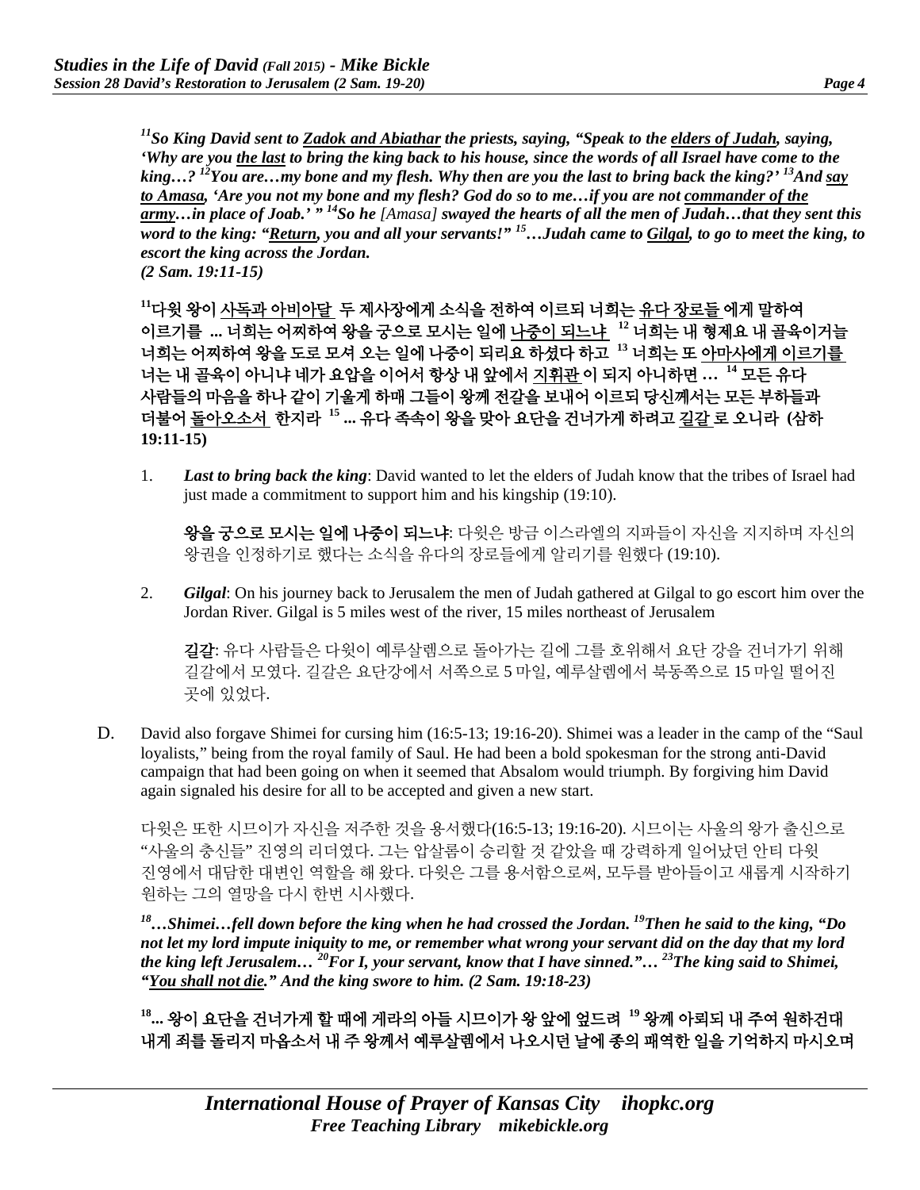***[11]So King David sent to <u>Zadok and Abiathar</u> the priests, saying, "Speak to the <u>elders of Judah</u>, saying, 'Why are you <u>the last</u> to bring the king back to his house, since the words of all Israel have come to the king…? [12]You are…my bone and my flesh. Why then are you the last to bring back the king?' [13]And <u>say to Amasa</u>, 'Are you not my bone and my flesh? God do so to me…if you are not <u>commander of the army</u>…in place of Joab.' " [14]So he*** *[Amasa]* ***swayed the hearts of all the men of Judah…that they sent this word to the king: "<u>Return</u>, you and all your servants!" [15]…Judah came to <u>Gilgal</u>, to go to meet the king, to escort the king across the Jordan. (2 Sam. 19:11-15)***

**[11]다윗 왕이 <u>사독과 아비아달</u> 두 제사장에게 소식을 전하여 이르되 너희는 <u>유다 장로들</u> 에게 말하여 이르기를 ... 너희는 어찌하여 왕을 궁으로 모시는 일에 <u>나중이 되느냐</u> [12] 너희는 내 형제요 내 골육이거늘 너희는 어찌하여 왕을 도로 모셔 오는 일에 나중이 되리요 하셨다 하고 [13] 너희는 또 <u>아마사에게 이르기를</u> 너는 내 골육이 아니냐 네가 요압을 이어서 항상 내 앞에서 <u>지휘관</u>이 되지 아니하면 … [14] 모든 유다 사람들의 마음을 하나 같이 기울게 하매 그들이 왕께 전갈을 보내어 이르되 당신께서는 모든 부하들과 더불어 <u>돌아오소서</u> 한지라 [15] ... 유다 족속이 왕을 맞아 요단을 건너가게 하려고 <u>길갈</u> 로 오니라 (삼하 19:11-15)**

1. ***Last to bring back the king***: David wanted to let the elders of Judah know that the tribes of Israel had just made a commitment to support him and his kingship (19:10).

   **왕을 궁으로 모시는 일에 나중이 되느냐**: 다윗은 방금 이스라엘의 지파들이 자신을 지지하며 자신의 왕권을 인정하기로 했다는 소식을 유다의 장로들에게 알리기를 원했다 (19:10).

2. ***Gilgal***: On his journey back to Jerusalem the men of Judah gathered at Gilgal to go escort him over the Jordan River. Gilgal is 5 miles west of the river, 15 miles northeast of Jerusalem

   **길갈**: 유다 사람들은 다윗이 예루살렘으로 돌아가는 길에 그를 호위해서 요단 강을 건너가기 위해 길갈에서 모였다. 길갈은 요단강에서 서쪽으로 5 마일, 예루살렘에서 북동쪽으로 15 마일 떨어진 곳에 있었다.

D. David also forgave Shimei for cursing him (16:5-13; 19:16-20). Shimei was a leader in the camp of the "Saul loyalists," being from the royal family of Saul. He had been a bold spokesman for the strong anti-David campaign that had been going on when it seemed that Absalom would triumph. By forgiving him David again signaled his desire for all to be accepted and given a new start.

다윗은 또한 시므이가 자신을 저주한 것을 용서했다(16:5-13; 19:16-20). 시므이는 사울의 왕가 출신으로 "사울의 충신들" 진영의 리더였다. 그는 압살롬이 승리할 것 같았을 때 강력하게 일어났던 안티 다윗 진영에서 대담한 대변인 역할을 해 왔다. 다윗은 그를 용서함으로써, 모두를 받아들이고 새롭게 시작하기 원하는 그의 열망을 다시 한번 시사했다.

***[18]…Shimei…fell down before the king when he had crossed the Jordan. [19]Then he said to the king, "Do not let my lord impute iniquity to me, or remember what wrong your servant did on the day that my lord the king left Jerusalem… [20]For I, your servant, know that I have sinned."… [23]The king said to Shimei, "<u>You shall not die</u>." And the king swore to him. (2 Sam. 19:18-23)***

**[18]... 왕이 요단을 건너가게 할 때에 게라의 아들 시므이가 왕 앞에 엎드려 [19] 왕께 아뢰되 내 주여 원하건대 내게 죄를 돌리지 마옵소서 내 주 왕께서 예루살렘에서 나오시던 날에 종의 패역한 일을 기억하지 마시오며**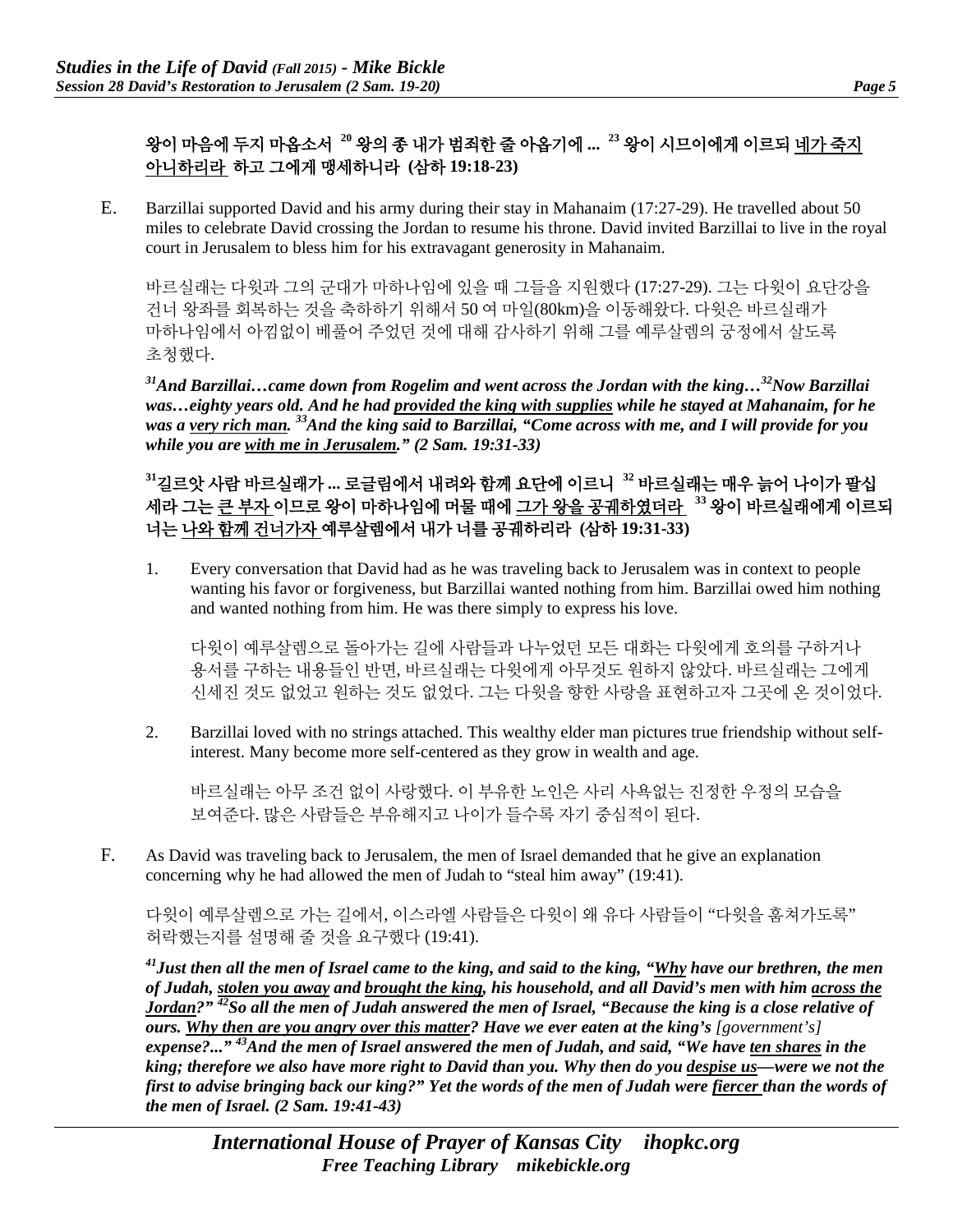**왕이 마음에 두지 마옵소서 [20] 왕의 종 내가 범죄한 줄 아옵기에 ... [23] 왕이 시므이에게 이르되 네가 죽지 아니하리라 하고 그에게 맹세하니라 (삼하 19:18-23)**

E. Barzillai supported David and his army during their stay in Mahanaim (17:27-29). He travelled about 50 miles to celebrate David crossing the Jordan to resume his throne. David invited Barzillai to live in the royal court in Jerusalem to bless him for his extravagant generosity in Mahanaim.

바르실래는 다윗과 그의 군대가 마하나임에 있을 때 그들을 지원했다 (17:27-29). 그는 다윗이 요단강을 건너 왕좌를 회복하는 것을 축하하기 위해서 50 여 마일(80km)을 이동해왔다. 다윗은 바르실래가 마하나임에서 아낌없이 베풀어 주었던 것에 대해 감사하기 위해 그를 예루살렘의 궁정에서 살도록 초청했다.

***[31]And Barzillai…came down from Rogelim and went across the Jordan with the king…[32]Now Barzillai was…eighty years old. And he had provided the king with supplies while he stayed at Mahanaim, for he was a very rich man. [33]And the king said to Barzillai, "Come across with me, and I will provide for you while you are with me in Jerusalem." (2 Sam. 19:31-33)***

**[31]길르앗 사람 바르실래가 ... 로글림에서 내려와 함께 요단에 이르니 [32] 바르실래는 매우 늙어 나이가 팔십 세라 그는 큰 부자 이므로 왕이 마하나임에 머물 때에 그가 왕을 공궤하였더라 [33] 왕이 바르실래에게 이르되 너는 나와 함께 건너가자 예루살렘에서 내가 너를 공궤하리라 (삼하 19:31-33)**

1. Every conversation that David had as he was traveling back to Jerusalem was in context to people wanting his favor or forgiveness, but Barzillai wanted nothing from him. Barzillai owed him nothing and wanted nothing from him. He was there simply to express his love.

   다윗이 예루살렘으로 돌아가는 길에 사람들과 나누었던 모든 대화는 다윗에게 호의를 구하거나 용서를 구하는 내용들인 반면, 바르실래는 다윗에게 아무것도 원하지 않았다. 바르실래는 그에게 신세진 것도 없었고 원하는 것도 없었다. 그는 다윗을 향한 사랑을 표현하고자 그곳에 온 것이었다.

2. Barzillai loved with no strings attached. This wealthy elder man pictures true friendship without self-interest. Many become more self-centered as they grow in wealth and age.

   바르실래는 아무 조건 없이 사랑했다. 이 부유한 노인은 사리 사욕없는 진정한 우정의 모습을 보여준다. 많은 사람들은 부유해지고 나이가 들수록 자기 중심적이 된다.

F. As David was traveling back to Jerusalem, the men of Israel demanded that he give an explanation concerning why he had allowed the men of Judah to "steal him away" (19:41).

다윗이 예루살렘으로 가는 길에서, 이스라엘 사람들은 다윗이 왜 유다 사람들이 "다윗을 훔쳐가도록" 허락했는지를 설명해 줄 것을 요구했다 (19:41).

***[41]Just then all the men of Israel came to the king, and said to the king, "Why have our brethren, the men of Judah, stolen you away and brought the king, his household, and all David's men with him across the Jordan?" [42]So all the men of Judah answered the men of Israel, "Because the king is a close relative of ours. Why then are you angry over this matter? Have we ever eaten at the king's [government's] expense?..." [43]And the men of Israel answered the men of Judah, and said, "We have ten shares in the king; therefore we also have more right to David than you. Why then do you despise us—were we not the first to advise bringing back our king?" Yet the words of the men of Judah were fiercer than the words of the men of Israel. (2 Sam. 19:41-43)***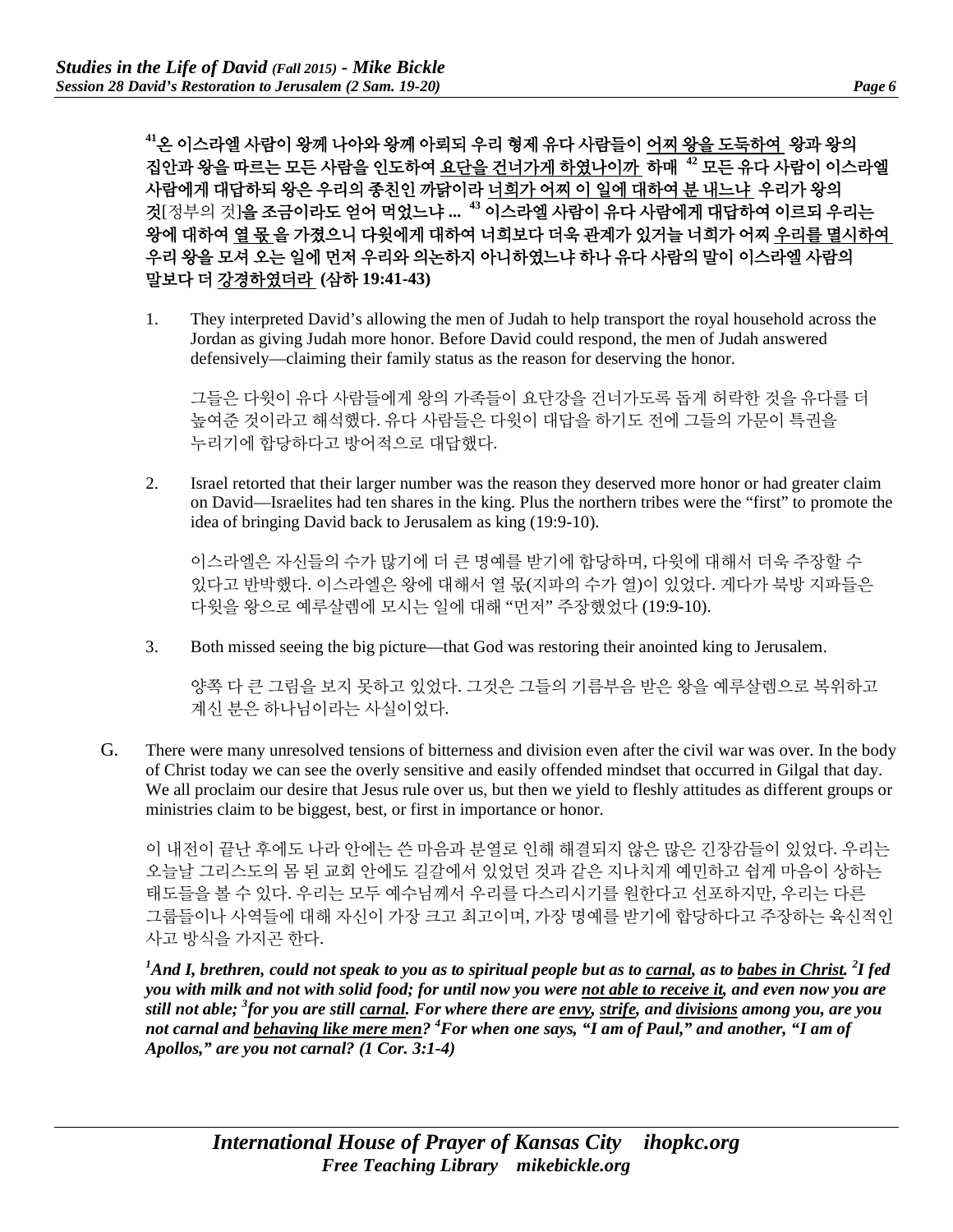**[41]온 이스라엘 사람이 왕께 나아와 왕께 아뢰되 우리 형제 유다 사람들이 어찌 왕을 도둑하여 왕과 왕의 집안과 왕을 따르는 모든 사람을 인도하여 요단을 건너가게 하였나이까 하매 [42] 모든 유다 사람이 이스라엘 사람에게 대답하되 왕은 우리의 종친인 까닭이라 너희가 어찌 이 일에 대하여 분 내느냐 우리가 왕의 것[정부의 것]을 조금이라도 얻어 먹었느냐 ... [43] 이스라엘 사람이 유다 사람에게 대답하여 이르되 우리는 왕에 대하여 열 몫을 가졌으니 다윗에게 대하여 너희보다 더욱 관계가 있거늘 너희가 어찌 우리를 멸시하여 우리 왕을 모셔 오는 일에 먼저 우리와 의논하지 아니하였느냐 하나 유다 사람의 말이 이스라엘 사람의 말보다 더 강경하였더라 (삼하 19:41-43)**

1. They interpreted David's allowing the men of Judah to help transport the royal household across the Jordan as giving Judah more honor. Before David could respond, the men of Judah answered defensively—claiming their family status as the reason for deserving the honor.

   그들은 다윗이 유다 사람들에게 왕의 가족들이 요단강을 건너가도록 돕게 허락한 것을 유다를 더 높여준 것이라고 해석했다. 유다 사람들은 다윗이 대답을 하기도 전에 그들의 가문이 특권을 누리기에 합당하다고 방어적으로 대답했다.

2. Israel retorted that their larger number was the reason they deserved more honor or had greater claim on David—Israelites had ten shares in the king. Plus the northern tribes were the "first" to promote the idea of bringing David back to Jerusalem as king (19:9-10).

   이스라엘은 자신들의 수가 많기에 더 큰 명예를 받기에 합당하며, 다윗에 대해서 더욱 주장할 수 있다고 반박했다. 이스라엘은 왕에 대해서 열 몫(지파의 수가 열)이 있었다. 게다가 북방 지파들은 다윗을 왕으로 예루살렘에 모시는 일에 대해 "먼저" 주장했었다 (19:9-10).

3. Both missed seeing the big picture—that God was restoring their anointed king to Jerusalem.

   양쪽 다 큰 그림을 보지 못하고 있었다. 그것은 그들의 기름부음 받은 왕을 예루살렘으로 복위하고 계신 분은 하나님이라는 사실이었다.

G. There were many unresolved tensions of bitterness and division even after the civil war was over. In the body of Christ today we can see the overly sensitive and easily offended mindset that occurred in Gilgal that day. We all proclaim our desire that Jesus rule over us, but then we yield to fleshly attitudes as different groups or ministries claim to be biggest, best, or first in importance or honor.

   이 내전이 끝난 후에도 나라 안에는 쓴 마음과 분열로 인해 해결되지 않은 많은 긴장감들이 있었다. 우리는 오늘날 그리스도의 몸 된 교회 안에도 길갈에서 있었던 것과 같은 지나치게 예민하고 쉽게 마음이 상하는 태도들을 볼 수 있다. 우리는 모두 예수님께서 우리를 다스리시기를 원한다고 선포하지만, 우리는 다른 그룹들이나 사역들에 대해 자신이 가장 크고 최고이며, 가장 명예를 받기에 합당하다고 주장하는 육신적인 사고 방식을 가지곤 한다.

   ***[1]And I, brethren, could not speak to you as to spiritual people but as to carnal, as to babes in Christ. [2]I fed you with milk and not with solid food; for until now you were not able to receive it, and even now you are still not able; [3]for you are still carnal. For where there are envy, strife, and divisions among you, are you not carnal and behaving like mere men? [4]For when one says, "I am of Paul," and another, "I am of Apollos," are you not carnal? (1 Cor. 3:1-4)***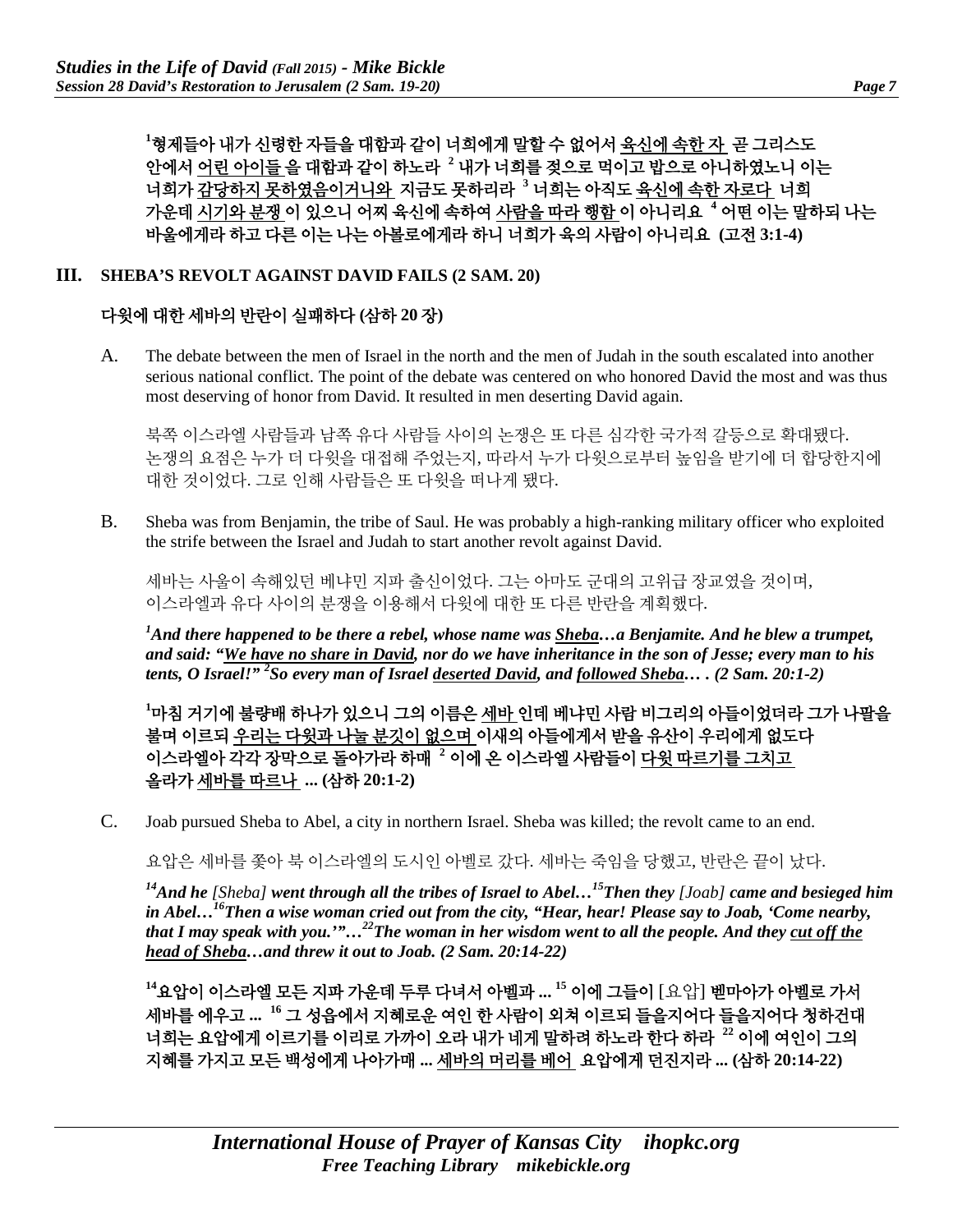**[1]형제들아 내가 신령한 자들을 대함과 같이 너희에게 말할 수 없어서 <u>육신에 속한 자</u> 곧 그리스도 안에서 <u>어린 아이들</u>을 대함과 같이 하노라 [2] 내가 너희를 젖으로 먹이고 밥으로 아니하였노니 이는 너희가 <u>감당하지 못하였음이거니와</u> 지금도 못하리라 [3] 너희는 아직도 <u>육신에 속한 자로다</u> 너희 가운데 <u>시기와 분쟁</u>이 있으니 어찌 육신에 속하여 <u>사람을 따라 행함</u>이 아니리요 [4] 어떤 이는 말하되 나는 바울에게라 하고 다른 이는 나는 아볼로에게라 하니 너희가 육의 사람이 아니리요 (고전 3:1-4)**

## III. SHEBA'S REVOLT AGAINST DAVID FAILS (2 SAM. 20)

## 다윗에 대한 세바의 반란이 실패하다 (삼하 20 장)

A. The debate between the men of Israel in the north and the men of Judah in the south escalated into another serious national conflict. The point of the debate was centered on who honored David the most and was thus most deserving of honor from David. It resulted in men deserting David again.

북쪽 이스라엘 사람들과 남쪽 유다 사람들 사이의 논쟁은 또 다른 심각한 국가적 갈등으로 확대됐다. 논쟁의 요점은 누가 더 다윗을 대접해 주었는지, 따라서 누가 다윗으로부터 높임을 받기에 더 합당한지에 대한 것이었다. 그로 인해 사람들은 또 다윗을 떠나게 됐다.

B. Sheba was from Benjamin, the tribe of Saul. He was probably a high-ranking military officer who exploited the strife between the Israel and Judah to start another revolt against David.

세바는 사울이 속해있던 베냐민 지파 출신이었다. 그는 아마도 군대의 고위급 장교였을 것이며, 이스라엘과 유다 사이의 분쟁을 이용해서 다윗에 대한 또 다른 반란을 계획했다.

***[1]And there happened to be there a rebel, whose name was <u>Sheba</u>…a Benjamite. And he blew a trumpet, and said: "<u>We have no share in David</u>, nor do we have inheritance in the son of Jesse; every man to his tents, O Israel!" [2]So every man of Israel <u>deserted David</u>, and <u>followed Sheba</u>… . (2 Sam. 20:1-2)***

**[1]마침 거기에 불량배 하나가 있으니 그의 이름은 <u>세바</u>인데 베냐민 사람 비그리의 아들이었더라 그가 나팔을 불며 이르되 <u>우리는 다윗과 나눌 분깃이 없으며</u> 이새의 아들에게서 받을 유산이 우리에게 없도다 이스라엘아 각각 장막으로 돌아가라 하매 [2] 이에 온 이스라엘 사람들이 <u>다윗 따르기를 그치고</u> 올라가 <u>세바를 따르나</u> ... (삼하 20:1-2)**

C. Joab pursued Sheba to Abel, a city in northern Israel. Sheba was killed; the revolt came to an end.

요압은 세바를 쫓아 북 이스라엘의 도시인 아벨로 갔다. 세바는 죽임을 당했고, 반란은 끝이 났다.

***[14]And he** [Sheba] **went through all the tribes of Israel to Abel…[15]Then they** [Joab] **came and besieged him in Abel…[16]Then a wise woman cried out from the city, "Hear, hear! Please say to Joab, 'Come nearby, that I may speak with you.'"…[22]The woman in her wisdom went to all the people. And they <u>cut off the head of Sheba</u>…and threw it out to Joab. (2 Sam. 20:14-22)***

**[14]요압이 이스라엘 모든 지파 가운데 두루 다녀서 아벨과 ... [15] 이에 그들이** [요압] **벧마아가 아벨로 가서 세바를 에우고 ... [16] 그 성읍에서 지혜로운 여인 한 사람이 외쳐 이르되 들을지어다 들을지어다 청하건대 너희는 요압에게 이르기를 이리로 가까이 오라 내가 네게 말하려 하노라 한다 하라 [22] 이에 여인이 그의 지혜를 가지고 모든 백성에게 나아가매 ... <u>세바의 머리를 베어</u> 요압에게 던진지라 ... (삼하 20:14-22)**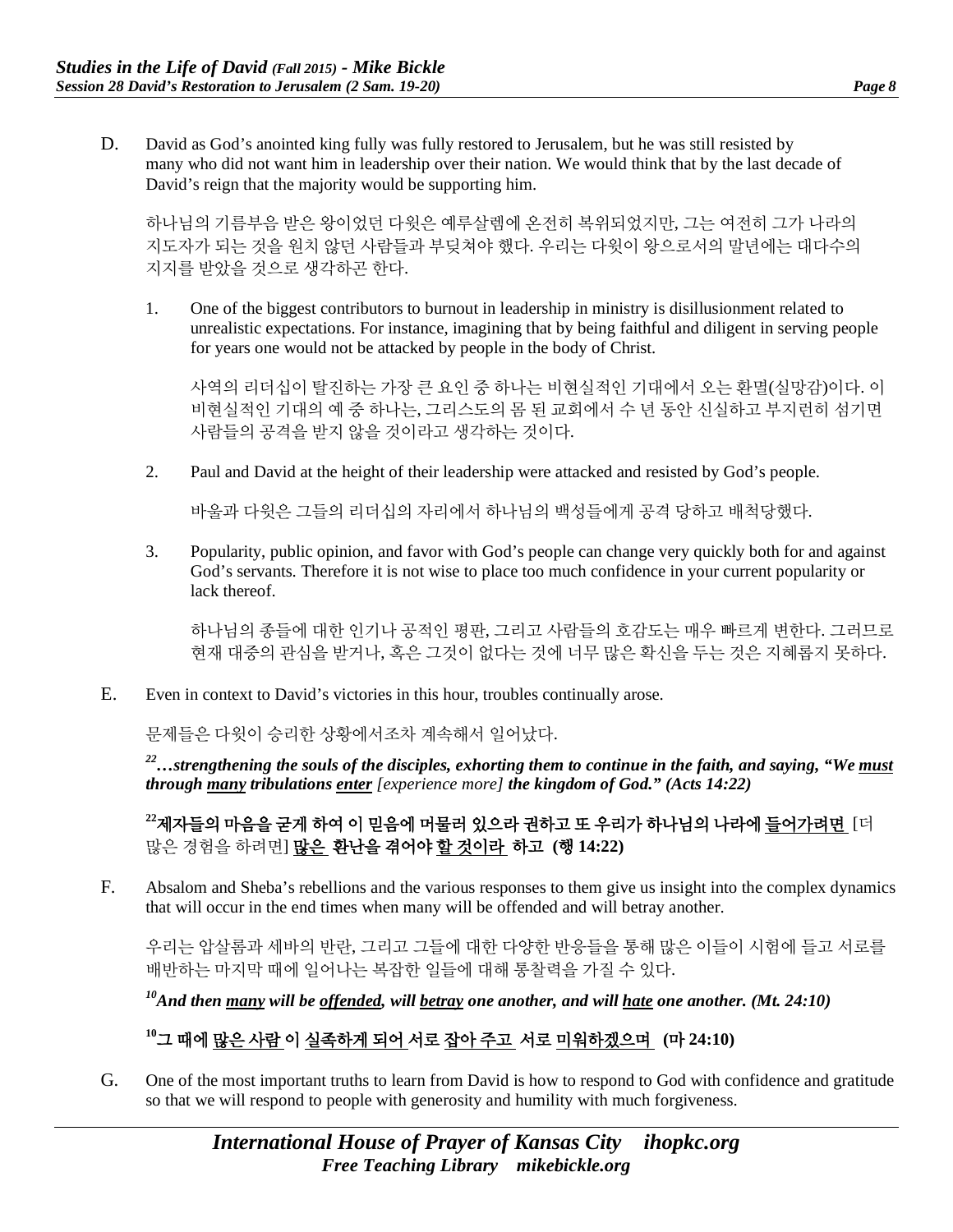D. David as God's anointed king fully was fully restored to Jerusalem, but he was still resisted by many who did not want him in leadership over their nation. We would think that by the last decade of David's reign that the majority would be supporting him.

하나님의 기름부음 받은 왕이었던 다윗은 예루살렘에 온전히 복위되었지만, 그는 여전히 그가 나라의 지도자가 되는 것을 원치 않던 사람들과 부딪쳐야 했다. 우리는 다윗이 왕으로서의 말년에는 대다수의 지지를 받았을 것으로 생각하곤 한다.

1. One of the biggest contributors to burnout in leadership in ministry is disillusionment related to unrealistic expectations. For instance, imagining that by being faithful and diligent in serving people for years one would not be attacked by people in the body of Christ.

   사역의 리더십이 탈진하는 가장 큰 요인 중 하나는 비현실적인 기대에서 오는 환멸(실망감)이다. 이 비현실적인 기대의 예 중 하나는, 그리스도의 몸 된 교회에서 수 년 동안 신실하고 부지런히 섬기면 사람들의 공격을 받지 않을 것이라고 생각하는 것이다.

2. Paul and David at the height of their leadership were attacked and resisted by God's people.

   바울과 다윗은 그들의 리더십의 자리에서 하나님의 백성들에게 공격 당하고 배척당했다.

3. Popularity, public opinion, and favor with God's people can change very quickly both for and against God's servants. Therefore it is not wise to place too much confidence in your current popularity or lack thereof.

   하나님의 종들에 대한 인기나 공적인 평판, 그리고 사람들의 호감도는 매우 빠르게 변한다. 그러므로 현재 대중의 관심을 받거나, 혹은 그것이 없다는 것에 너무 많은 확신을 두는 것은 지혜롭지 못하다.

E. Even in context to David's victories in this hour, troubles continually arose.

문제들은 다윗이 승리한 상황에서조차 계속해서 일어났다.

***[22]…strengthening the souls of the disciples, exhorting them to continue in the faith, and saying, "We <u>must</u> through <u>many</u> tribulations <u>enter</u>** [experience more] **the kingdom of God." (Acts 14:22)***

**[22]제자들의 마음을 굳게 하여 이 믿음에 머물러 있으라 권하고 또 우리가 하나님의 나라에 <u>들어가려면</u>** [더 많은 경험을 하려면] **<u>많은</u> 환난을 겪어야 <u>할 것이라</u> 하고 (행 14:22)**

F. Absalom and Sheba's rebellions and the various responses to them give us insight into the complex dynamics that will occur in the end times when many will be offended and will betray another.

우리는 압살롬과 세바의 반란, 그리고 그들에 대한 다양한 반응들을 통해 많은 이들이 시험에 들고 서로를 배반하는 마지막 때에 일어나는 복잡한 일들에 대해 통찰력을 가질 수 있다.

***[10]And then <u>many</u> will be <u>offended</u>, will <u>betray</u> one another, and will <u>hate</u> one another. (Mt. 24:10)***

**[10]그 때에 <u>많은 사람</u>이 <u>실족하게 되어</u> 서로 <u>잡아 주고</u> 서로 <u>미워하겠으며</u> (마 24:10)**

G. One of the most important truths to learn from David is how to respond to God with confidence and gratitude so that we will respond to people with generosity and humility with much forgiveness.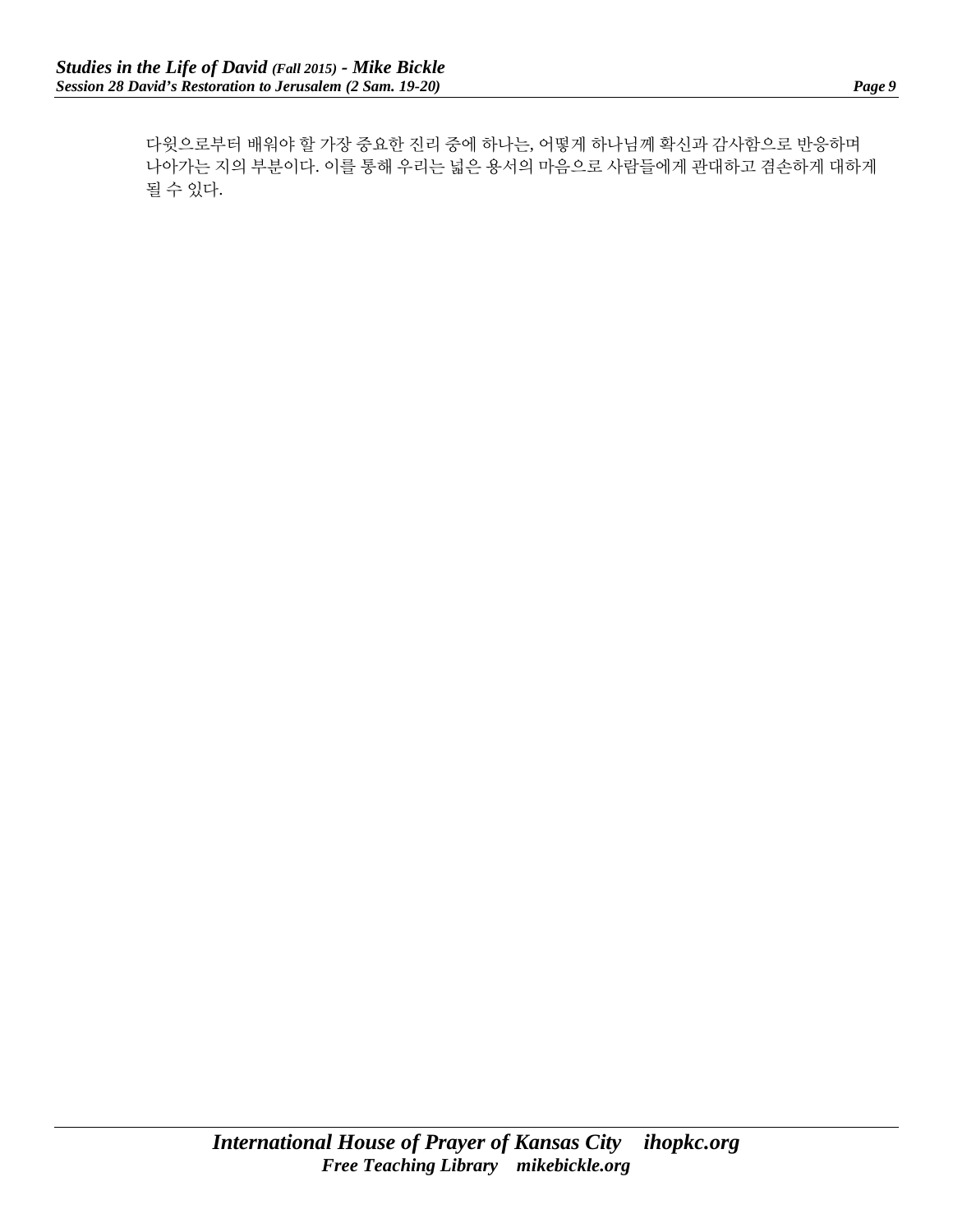다윗으로부터 배워야 할 가장 중요한 진리 중에 하나는, 어떻게 하나님께 확신과 감사함으로 반응하며 나아가는 지의 부분이다. 이를 통해 우리는 넓은 용서의 마음으로 사람들에게 관대하고 겸손하게 대하게 될 수 있다.